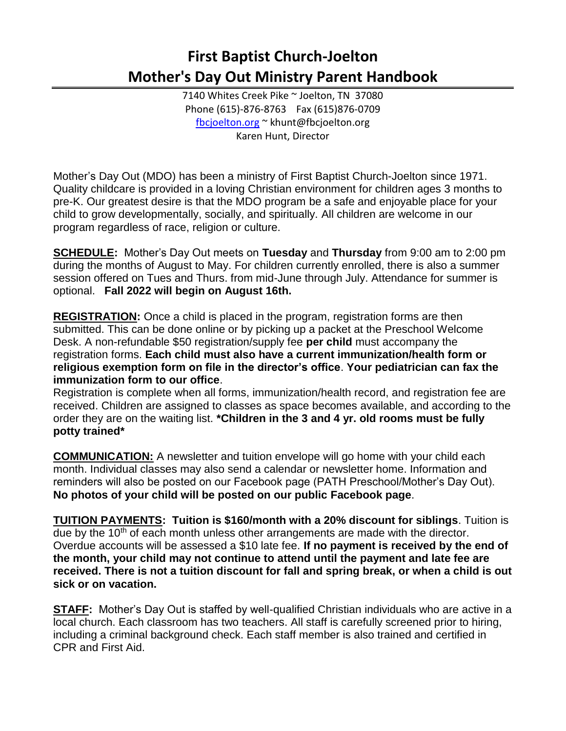# First Baptist Church-Joelton
# Mother's Day Out Ministry Parent Handbook

7140 Whites Creek Pike ~ Joelton, TN 37080
Phone (615)-876-8763 Fax (615)876-0709
fbcjoelton.org ~ khunt@fbcjoelton.org
Karen Hunt, Director

Mother's Day Out (MDO) has been a ministry of First Baptist Church-Joelton since 1971. Quality childcare is provided in a loving Christian environment for children ages 3 months to pre-K. Our greatest desire is that the MDO program be a safe and enjoyable place for your child to grow developmentally, socially, and spiritually. All children are welcome in our program regardless of race, religion or culture.

**SCHEDULE:** Mother's Day Out meets on **Tuesday** and **Thursday** from 9:00 am to 2:00 pm during the months of August to May. For children currently enrolled, there is also a summer session offered on Tues and Thurs. from mid-June through July. Attendance for summer is optional. **Fall 2022 will begin on August 16th.**

**REGISTRATION:** Once a child is placed in the program, registration forms are then submitted. This can be done online or by picking up a packet at the Preschool Welcome Desk. A non-refundable $50 registration/supply fee **per child** must accompany the registration forms. **Each child must also have a current immunization/health form or religious exemption form on file in the director's office**. **Your pediatrician can fax the immunization form to our office**.

Registration is complete when all forms, immunization/health record, and registration fee are received. Children are assigned to classes as space becomes available, and according to the order they are on the waiting list. ***Children in the 3 and 4 yr. old rooms must be fully potty trained***

**COMMUNICATION:** A newsletter and tuition envelope will go home with your child each month. Individual classes may also send a calendar or newsletter home. Information and reminders will also be posted on our Facebook page (PATH Preschool/Mother's Day Out). **No photos of your child will be posted on our public Facebook page**.

**TUITION PAYMENTS: Tuition is $160/month with a 20% discount for siblings**. Tuition is due by the 10th of each month unless other arrangements are made with the director. Overdue accounts will be assessed a $10 late fee. **If no payment is received by the end of the month, your child may not continue to attend until the payment and late fee are received. There is not a tuition discount for fall and spring break, or when a child is out sick or on vacation.**

**STAFF:** Mother's Day Out is staffed by well-qualified Christian individuals who are active in a local church. Each classroom has two teachers. All staff is carefully screened prior to hiring, including a criminal background check. Each staff member is also trained and certified in CPR and First Aid.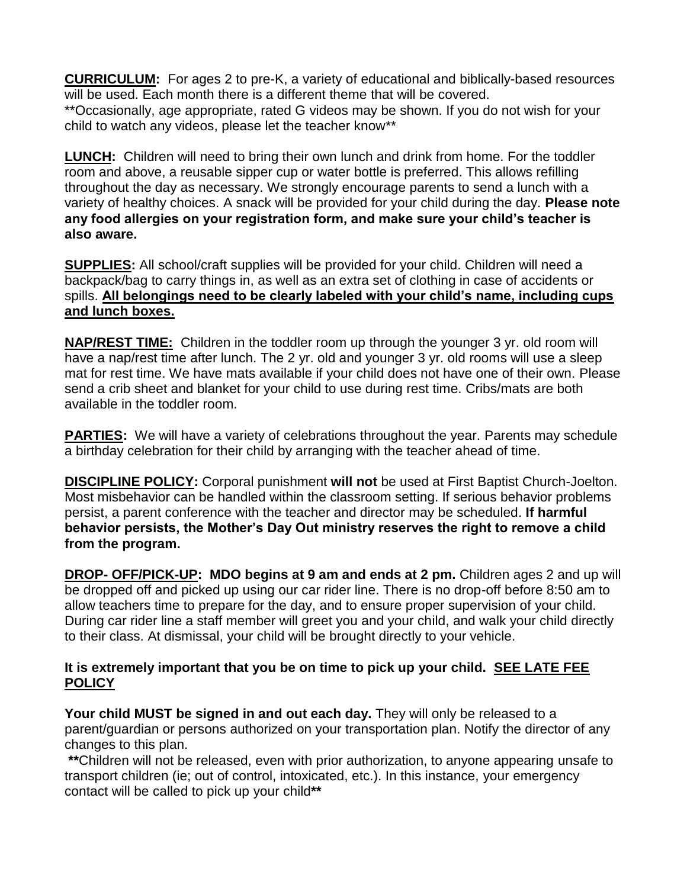**<u>CURRICULUM</u>:** For ages 2 to pre-K, a variety of educational and biblically-based resources will be used. Each month there is a different theme that will be covered.
**Occasionally, age appropriate, rated G videos may be shown. If you do not wish for your child to watch any videos, please let the teacher know**

**<u>LUNCH</u>:** Children will need to bring their own lunch and drink from home. For the toddler room and above, a reusable sipper cup or water bottle is preferred. This allows refilling throughout the day as necessary. We strongly encourage parents to send a lunch with a variety of healthy choices. A snack will be provided for your child during the day. **Please note any food allergies on your registration form, and make sure your child's teacher is also aware.**

**<u>SUPPLIES</u>:** All school/craft supplies will be provided for your child. Children will need a backpack/bag to carry things in, as well as an extra set of clothing in case of accidents or spills. **<u>All belongings need to be clearly labeled with your child's name, including cups and lunch boxes.</u>**

**<u>NAP/REST TIME:</u>** Children in the toddler room up through the younger 3 yr. old room will have a nap/rest time after lunch. The 2 yr. old and younger 3 yr. old rooms will use a sleep mat for rest time. We have mats available if your child does not have one of their own. Please send a crib sheet and blanket for your child to use during rest time. Cribs/mats are both available in the toddler room.

**<u>PARTIES</u>:** We will have a variety of celebrations throughout the year. Parents may schedule a birthday celebration for their child by arranging with the teacher ahead of time.

**<u>DISCIPLINE POLICY</u>:** Corporal punishment **will not** be used at First Baptist Church-Joelton. Most misbehavior can be handled within the classroom setting. If serious behavior problems persist, a parent conference with the teacher and director may be scheduled. **If harmful behavior persists, the Mother's Day Out ministry reserves the right to remove a child from the program.**

**<u>DROP- OFF/PICK-UP</u>: MDO begins at 9 am and ends at 2 pm.** Children ages 2 and up will be dropped off and picked up using our car rider line. There is no drop-off before 8:50 am to allow teachers time to prepare for the day, and to ensure proper supervision of your child. During car rider line a staff member will greet you and your child, and walk your child directly to their class. At dismissal, your child will be brought directly to your vehicle.

**It is extremely important that you be on time to pick up your child. <u>SEE LATE FEE POLICY</u>**

**Your child MUST be signed in and out each day.** They will only be released to a parent/guardian or persons authorized on your transportation plan. Notify the director of any changes to this plan.

**Children will not be released, even with prior authorization, to anyone appearing unsafe to transport children (ie; out of control, intoxicated, etc.). In this instance, your emergency contact will be called to pick up your child**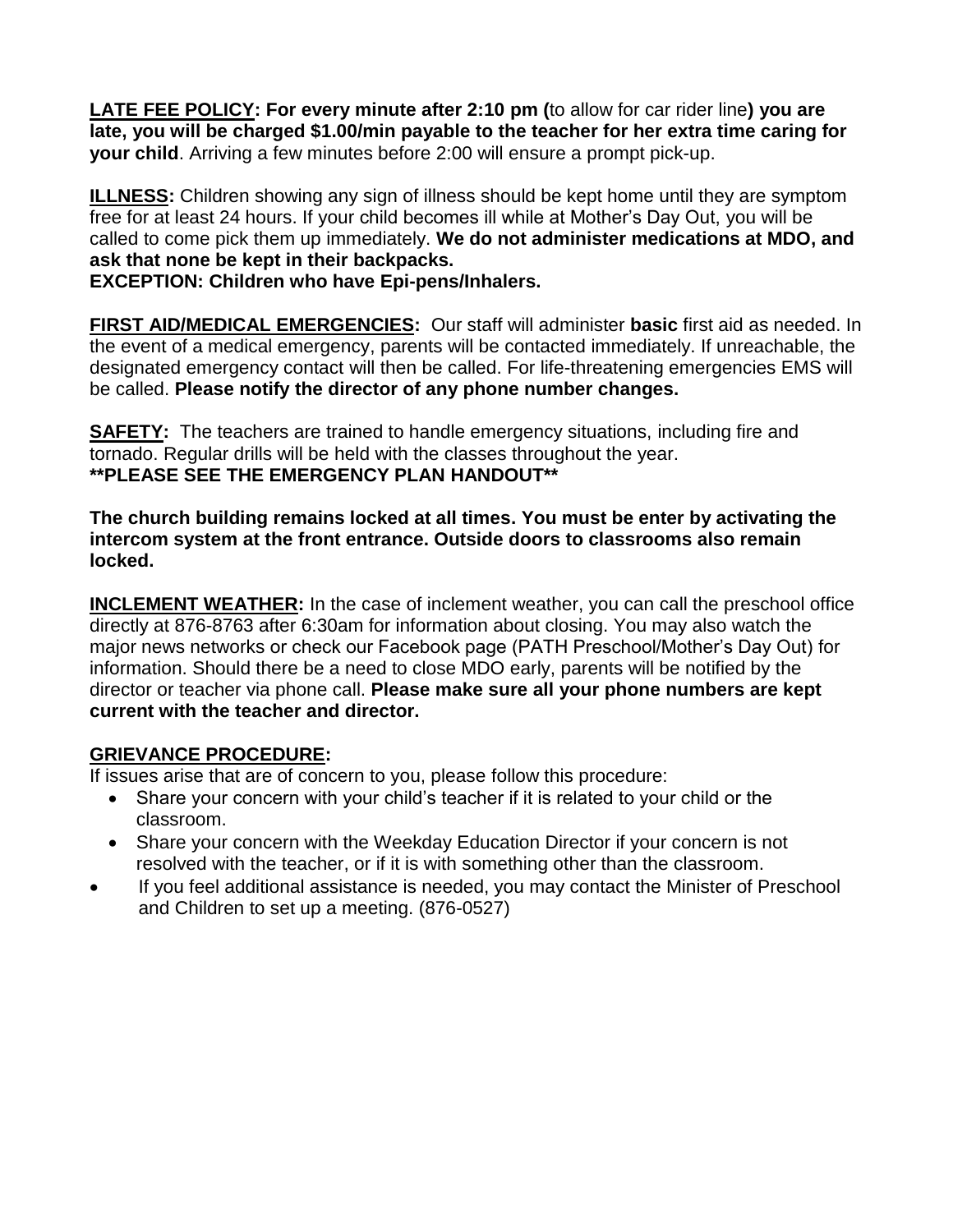**LATE FEE POLICY: For every minute after 2:10 pm (**to allow for car rider line**) you are late, you will be charged $1.00/min payable to the teacher for her extra time caring for your child**. Arriving a few minutes before 2:00 will ensure a prompt pick-up.

**ILLNESS:** Children showing any sign of illness should be kept home until they are symptom free for at least 24 hours. If your child becomes ill while at Mother's Day Out, you will be called to come pick them up immediately. **We do not administer medications at MDO, and ask that none be kept in their backpacks.**
**EXCEPTION: Children who have Epi-pens/Inhalers.**

**FIRST AID/MEDICAL EMERGENCIES:** Our staff will administer **basic** first aid as needed. In the event of a medical emergency, parents will be contacted immediately. If unreachable, the designated emergency contact will then be called. For life-threatening emergencies EMS will be called. **Please notify the director of any phone number changes.**

**SAFETY:** The teachers are trained to handle emergency situations, including fire and tornado. Regular drills will be held with the classes throughout the year.
**\*\*PLEASE SEE THE EMERGENCY PLAN HANDOUT\*\***

**The church building remains locked at all times. You must be enter by activating the intercom system at the front entrance. Outside doors to classrooms also remain locked.**

**INCLEMENT WEATHER:** In the case of inclement weather, you can call the preschool office directly at 876-8763 after 6:30am for information about closing. You may also watch the major news networks or check our Facebook page (PATH Preschool/Mother's Day Out) for information. Should there be a need to close MDO early, parents will be notified by the director or teacher via phone call. **Please make sure all your phone numbers are kept current with the teacher and director.**

**GRIEVANCE PROCEDURE:**

If issues arise that are of concern to you, please follow this procedure:

- Share your concern with your child's teacher if it is related to your child or the classroom.
- Share your concern with the Weekday Education Director if your concern is not resolved with the teacher, or if it is with something other than the classroom.
- If you feel additional assistance is needed, you may contact the Minister of Preschool and Children to set up a meeting. (876-0527)